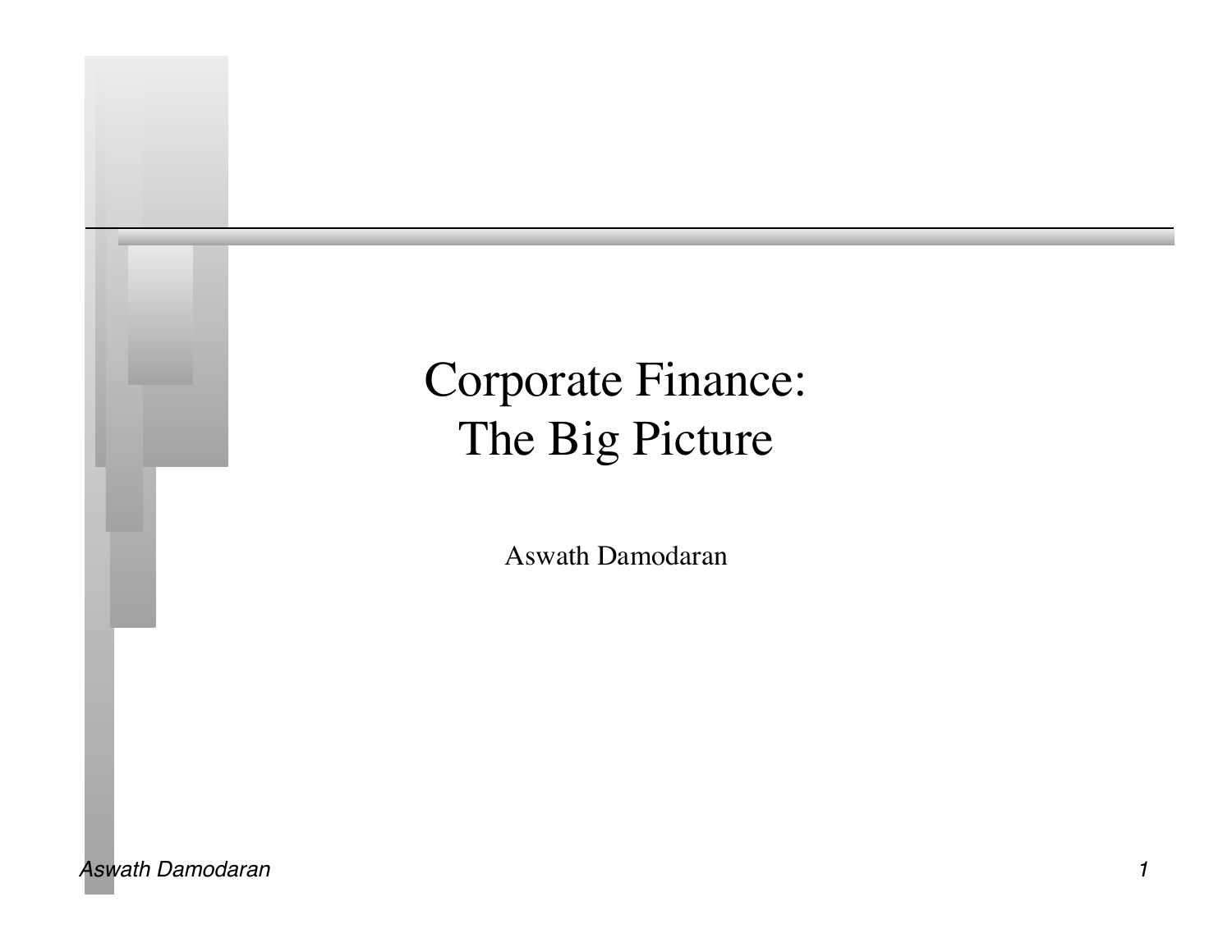# Corporate Finance: The Big Picture

Aswath Damodaran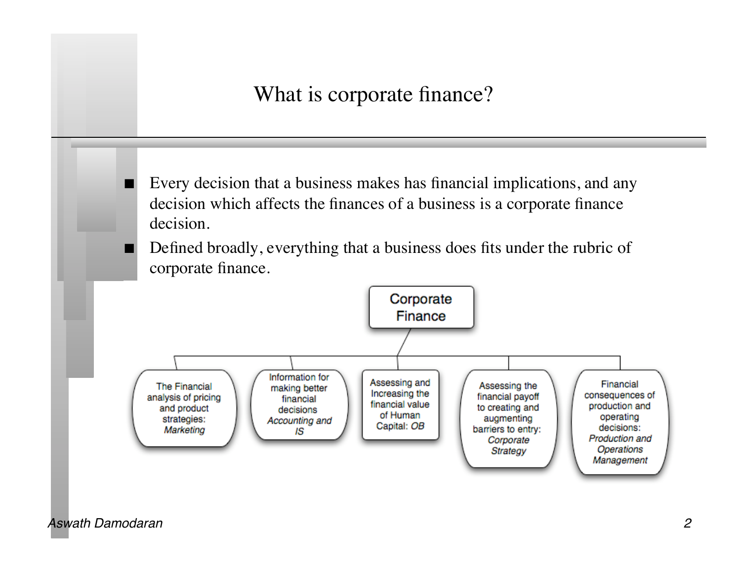# What is corporate finance?

- Every decision that a business makes has financial implications, and any decision which affects the finances of a business is a corporate finance decision.
- Defined broadly, everything that a business does fits under the rubric of corporate finance.

**Corporate Finance**

- The Financial analysis of pricing and product strategies: *Marketing*
- Information for making better financial decisions *Accounting and IS*
- Assessing and Increasing the financial value of Human Capital: *OB*
- Assessing the financial payoff to creating and augmenting barriers to entry: *Corporate Strategy*
- Financial consequences of production and operating decisions: *Production and Operations Management*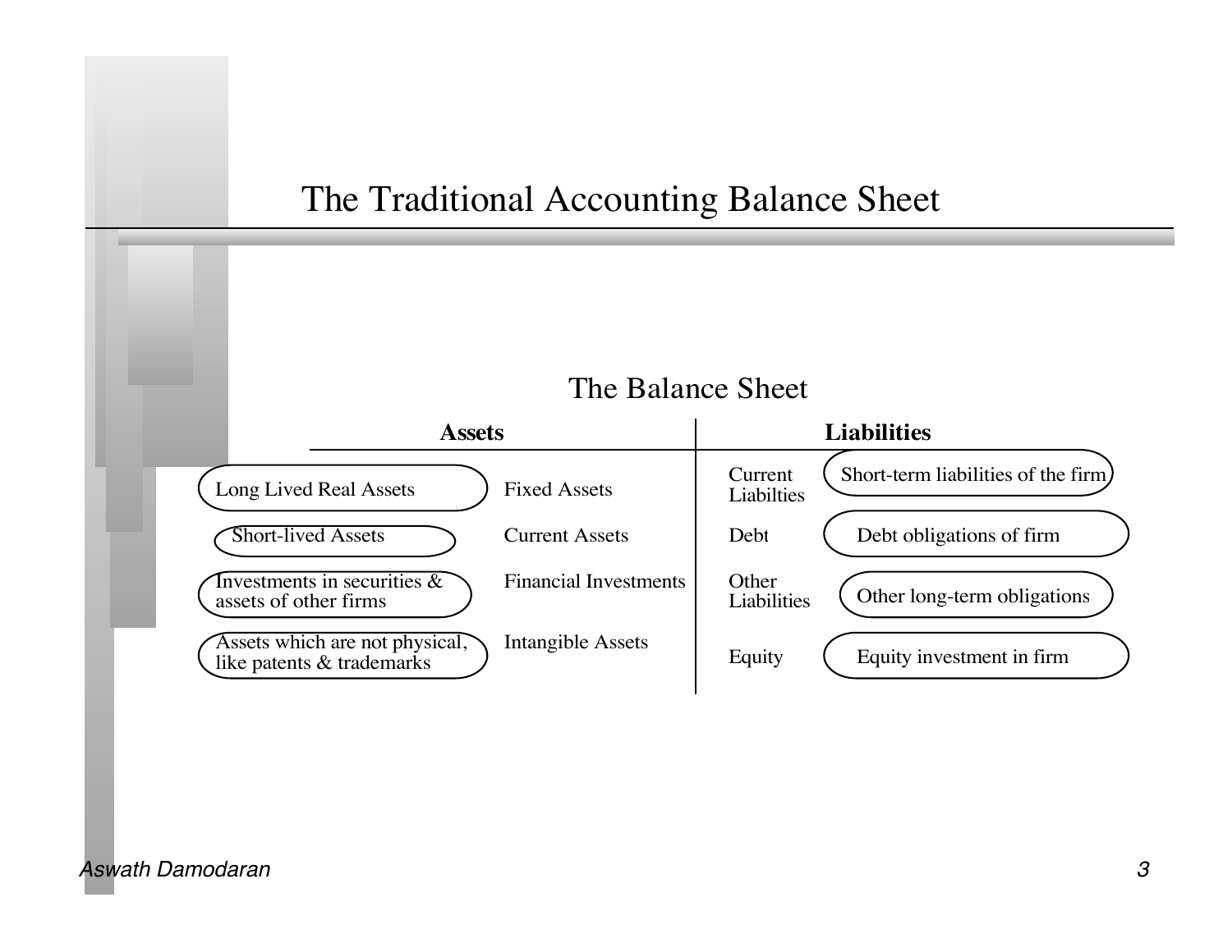# The Traditional Accounting Balance Sheet

## The Balance Sheet

| Assets | | Liabilities | |
|---|---|---|---|
| Long Lived Real Assets | Fixed Assets | Current Liabilties | Short-term liabilities of the firm |
| Short-lived Assets | Current Assets | Debt | Debt obligations of firm |
| Investments in securities & assets of other firms | Financial Investments | Other Liabilities | Other long-term obligations |
| Assets which are not physical, like patents & trademarks | Intangible Assets | Equity | Equity investment in firm |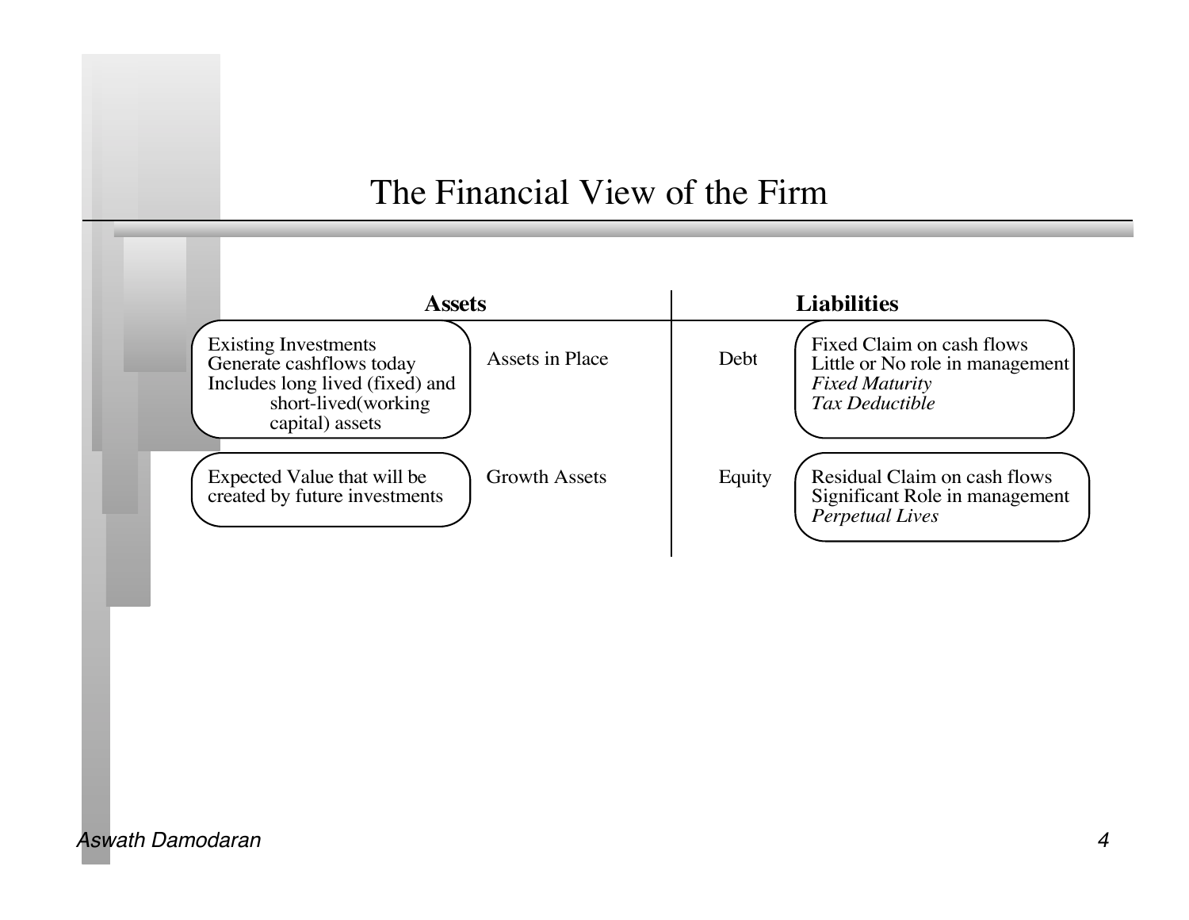# The Financial View of the Firm

| Assets | | | Liabilities | |
|---|---|---|---|---|
| Existing Investments<br>Generate cashflows today<br>Includes long lived (fixed) and short-lived(working capital) assets | Assets in Place | | Debt | Fixed Claim on cash flows<br>Little or No role in management<br>*Fixed Maturity*<br>*Tax Deductible* |
| Expected Value that will be created by future investments | Growth Assets | | Equity | Residual Claim on cash flows<br>Significant Role in management<br>*Perpetual Lives* |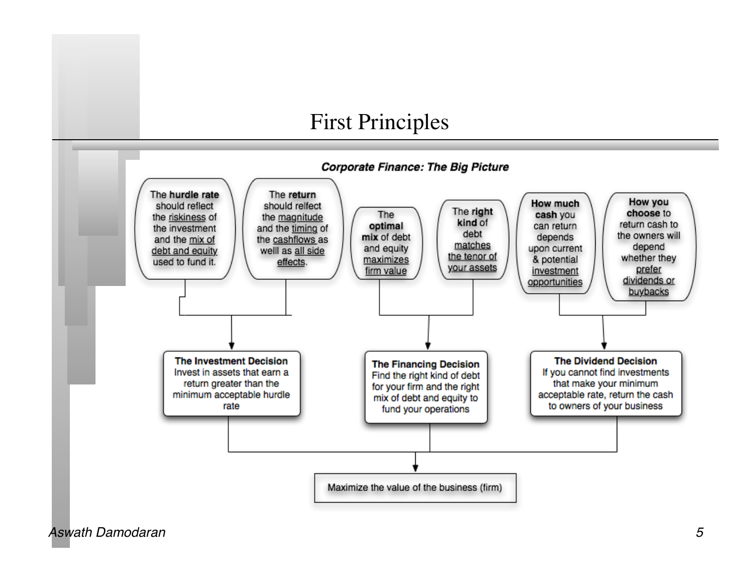# First Principles

***Corporate Finance: The Big Picture***

The **hurdle rate** should reflect the riskiness of the investment and the mix of debt and equity used to fund it.

The **return** should relfect the magnitude and the timing of the cashflows as welll as all side effects.

The **optimal mix** of debt and equity maximizes firm value

The **right kind** of debt matches the tenor of your assets

**How much cash** you can return depends upon current & potential investment opportunities

**How you choose** to return cash to the owners will depend whether they prefer dividends or buybacks

**The Investment Decision**
Invest in assets that earn a return greater than the minimum acceptable hurdle rate

**The Financing Decision**
Find the right kind of debt for your firm and the right mix of debt and equity to fund your operations

**The Dividend Decision**
If you cannot find investments that make your minimum acceptable rate, return the cash to owners of your business

Maximize the value of the business (firm)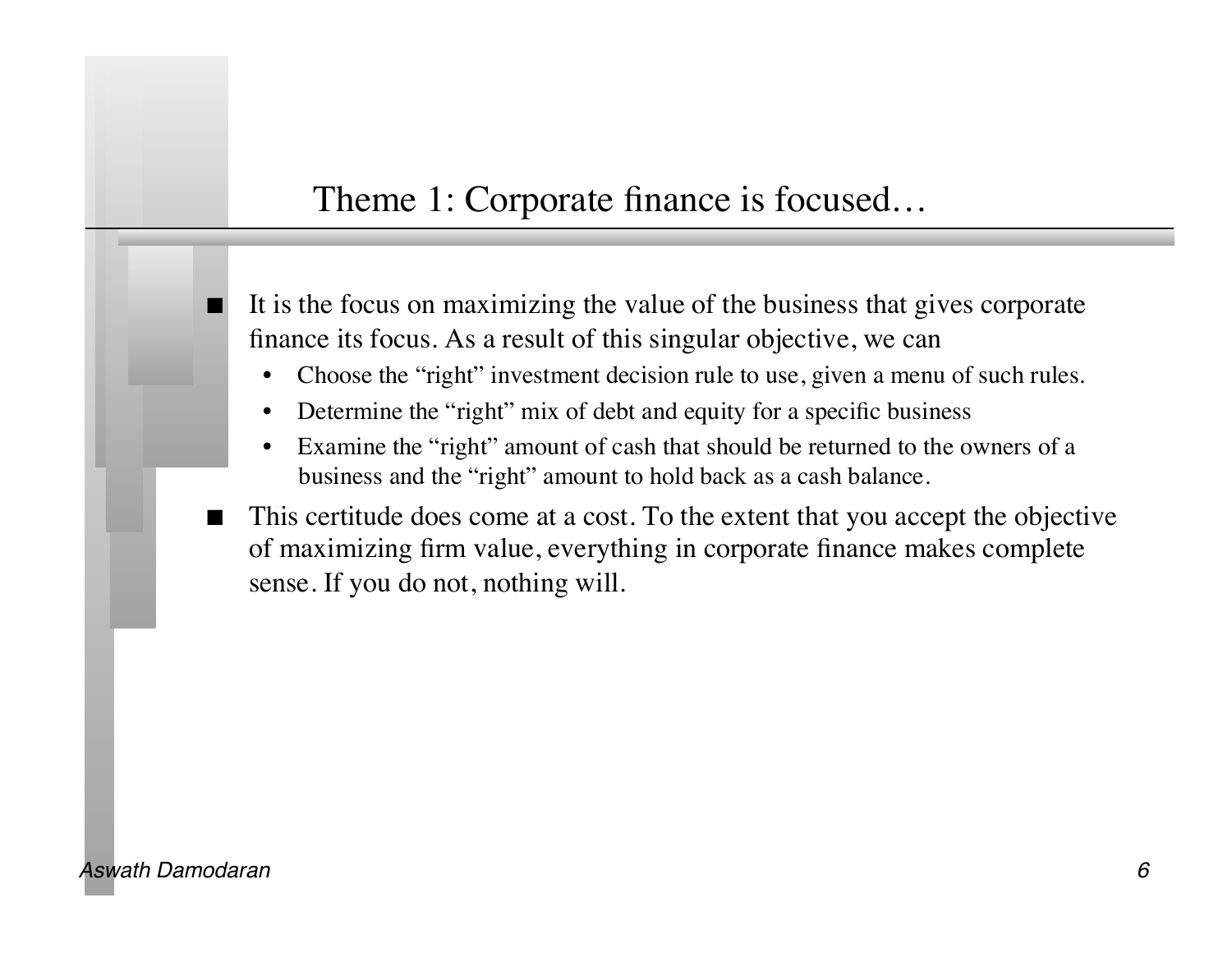# Theme 1: Corporate finance is focused…

- It is the focus on maximizing the value of the business that gives corporate finance its focus. As a result of this singular objective, we can
  - Choose the “right” investment decision rule to use, given a menu of such rules.
  - Determine the “right” mix of debt and equity for a specific business
  - Examine the “right” amount of cash that should be returned to the owners of a business and the “right” amount to hold back as a cash balance.
- This certitude does come at a cost. To the extent that you accept the objective of maximizing firm value, everything in corporate finance makes complete sense. If you do not, nothing will.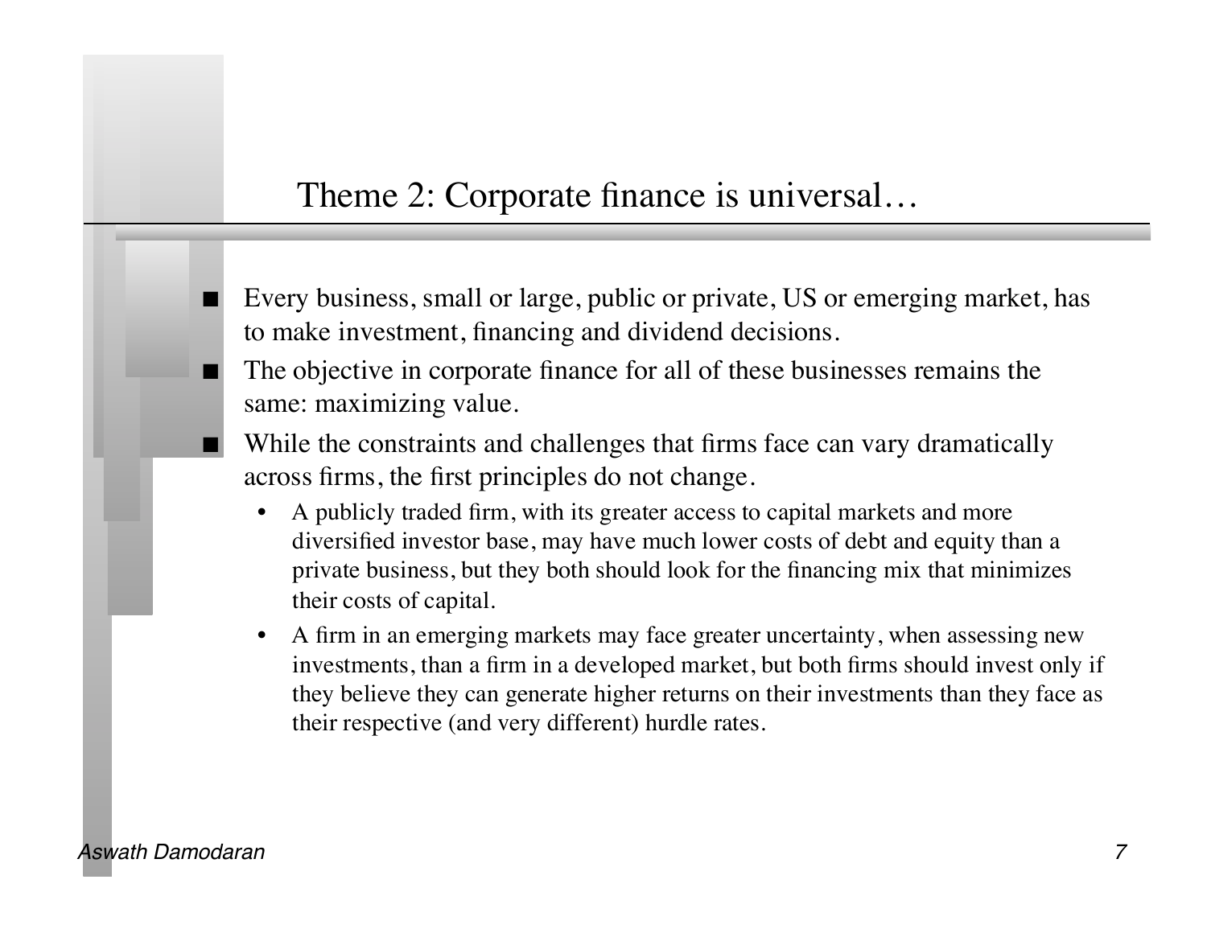# Theme 2: Corporate finance is universal…

- Every business, small or large, public or private, US or emerging market, has to make investment, financing and dividend decisions.
- The objective in corporate finance for all of these businesses remains the same: maximizing value.
- While the constraints and challenges that firms face can vary dramatically across firms, the first principles do not change.
  - A publicly traded firm, with its greater access to capital markets and more diversified investor base, may have much lower costs of debt and equity than a private business, but they both should look for the financing mix that minimizes their costs of capital.
  - A firm in an emerging markets may face greater uncertainty, when assessing new investments, than a firm in a developed market, but both firms should invest only if they believe they can generate higher returns on their investments than they face as their respective (and very different) hurdle rates.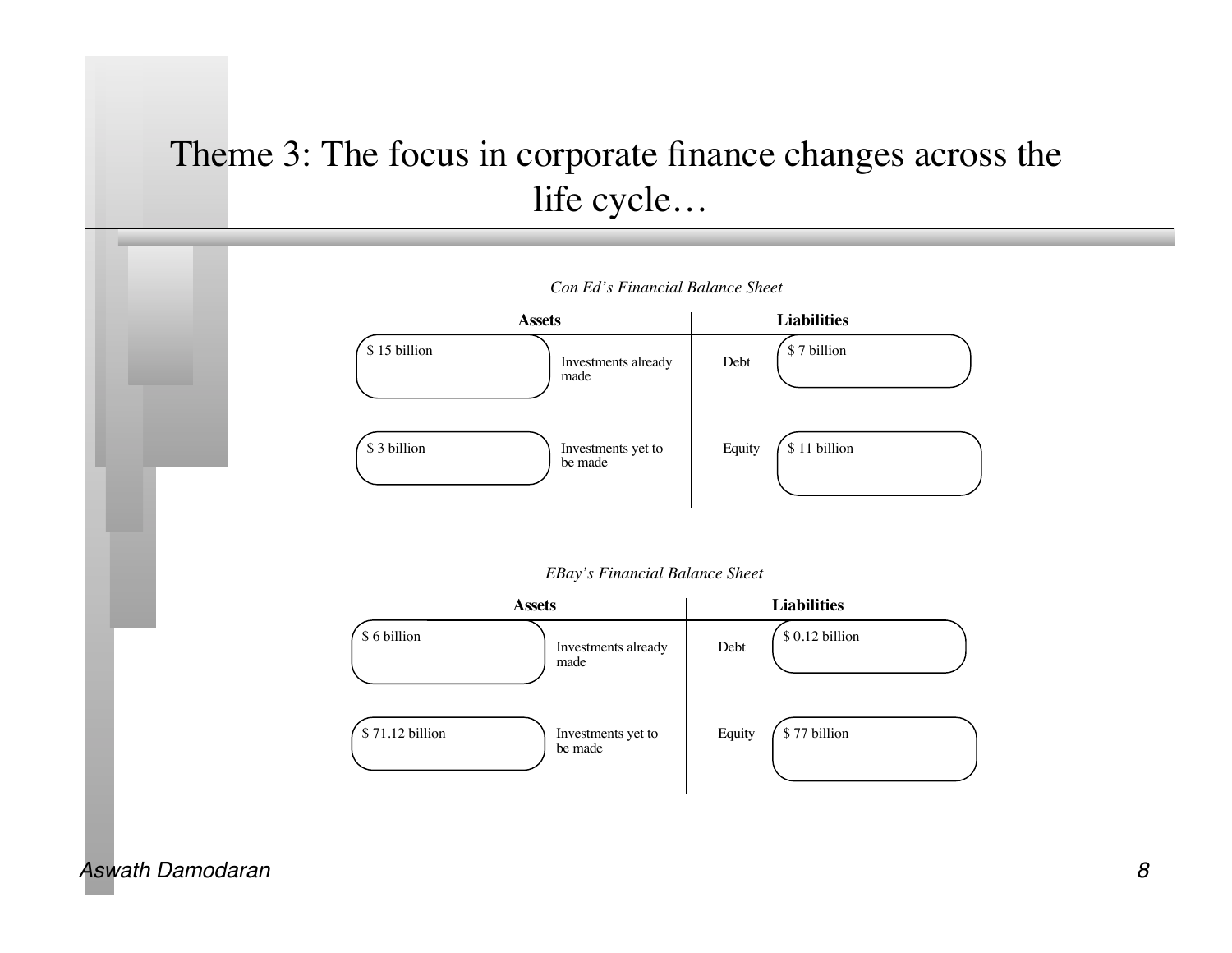# Theme 3: The focus in corporate finance changes across the life cycle…

*Con Ed's Financial Balance Sheet*

| Assets | | Liabilities | |
|---|---|---|---|
| $ 15 billion | Investments already made | Debt | $ 7 billion |
| $ 3 billion | Investments yet to be made | Equity | $ 11 billion |

*EBay's Financial Balance Sheet*

| Assets | | Liabilities | |
|---|---|---|---|
| $ 6 billion | Investments already made | Debt | $ 0.12 billion |
| $ 71.12 billion | Investments yet to be made | Equity | $ 77 billion |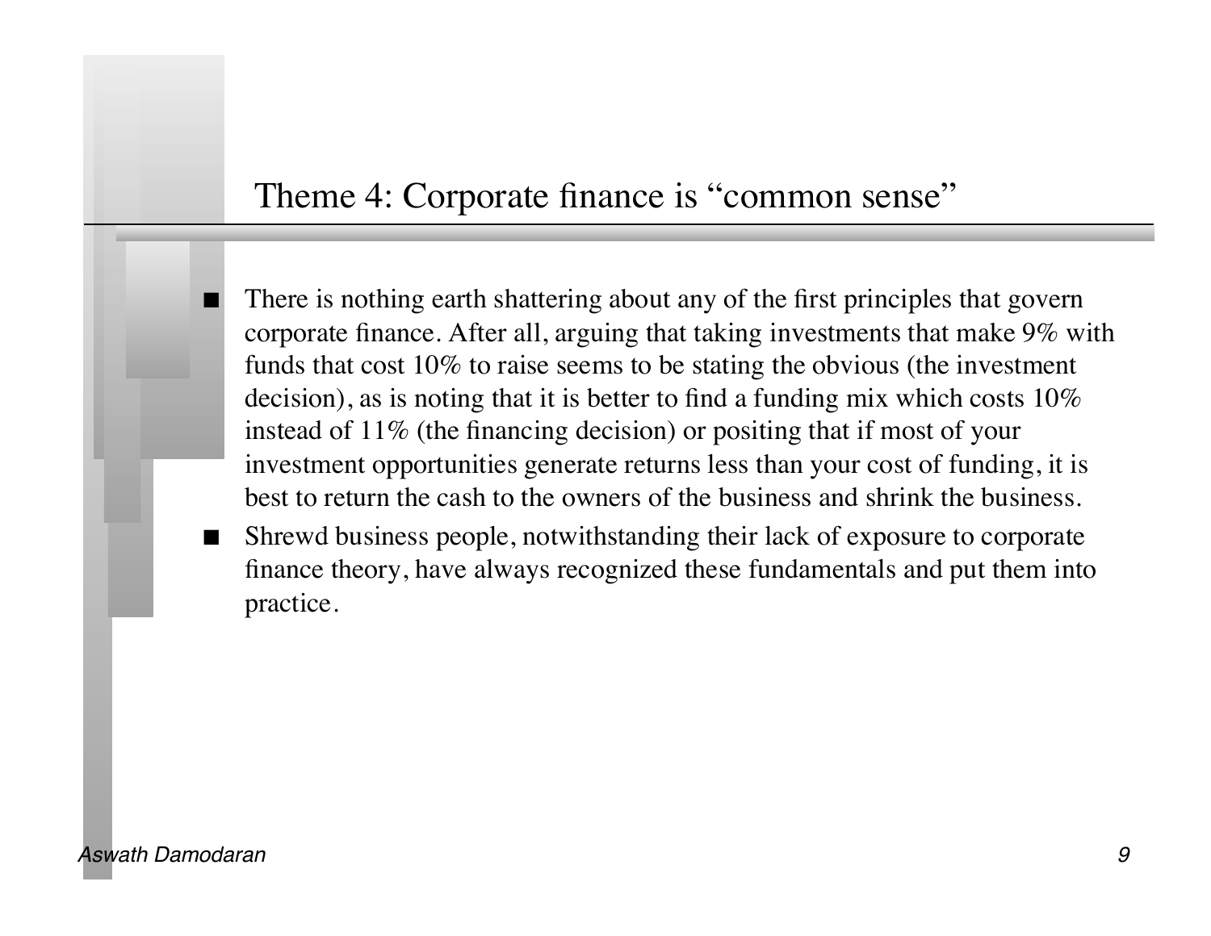## Theme 4: Corporate finance is "common sense"

- There is nothing earth shattering about any of the first principles that govern corporate finance. After all, arguing that taking investments that make 9% with funds that cost 10% to raise seems to be stating the obvious (the investment decision), as is noting that it is better to find a funding mix which costs 10% instead of 11% (the financing decision) or positing that if most of your investment opportunities generate returns less than your cost of funding, it is best to return the cash to the owners of the business and shrink the business.
- Shrewd business people, notwithstanding their lack of exposure to corporate finance theory, have always recognized these fundamentals and put them into practice.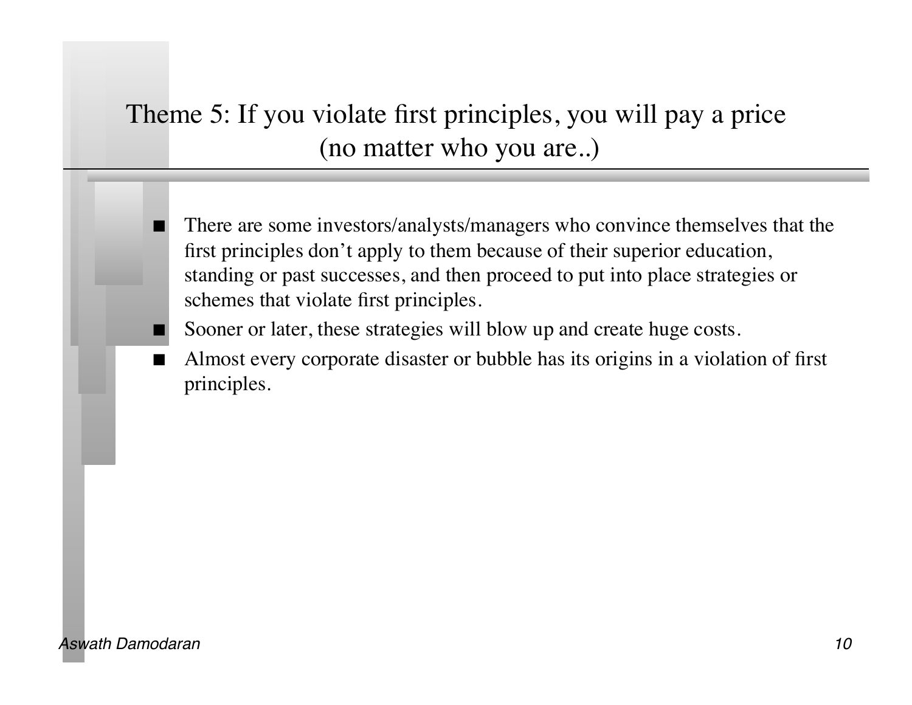# Theme 5: If you violate first principles, you will pay a price (no matter who you are..)

- There are some investors/analysts/managers who convince themselves that the first principles don’t apply to them because of their superior education, standing or past successes, and then proceed to put into place strategies or schemes that violate first principles.
- Sooner or later, these strategies will blow up and create huge costs.
- Almost every corporate disaster or bubble has its origins in a violation of first principles.